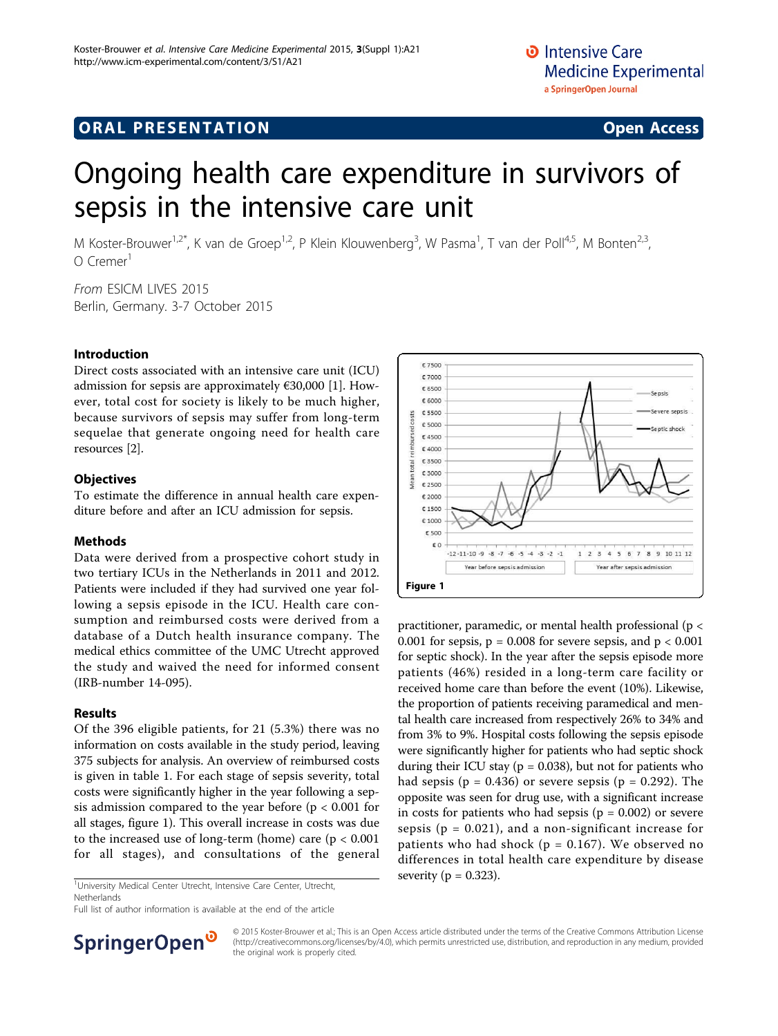## ORAL PRESENTATION

Open Access

# Ongoing health care expenditure in survivors of sepsis in the intensive care unit

M Koster-Brouwer[1,2*], K van de Groep[1,2], P Klein Klouwenberg[3], W Pasma[1], T van der Poll[4,5], M Bonten[2,3], O Cremer[1]

*From* ESICM LIVES 2015
Berlin, Germany. 3-7 October 2015

### Introduction

Direct costs associated with an intensive care unit (ICU) admission for sepsis are approximately €30,000 [1]. However, total cost for society is likely to be much higher, because survivors of sepsis may suffer from long-term sequelae that generate ongoing need for health care resources [2].

### Objectives

To estimate the difference in annual health care expenditure before and after an ICU admission for sepsis.

### Methods

Data were derived from a prospective cohort study in two tertiary ICUs in the Netherlands in 2011 and 2012. Patients were included if they had survived one year following a sepsis episode in the ICU. Health care consumption and reimbursed costs were derived from a database of a Dutch health insurance company. The medical ethics committee of the UMC Utrecht approved the study and waived the need for informed consent (IRB-number 14-095).

### Results

Of the 396 eligible patients, for 21 (5.3%) there was no information on costs available in the study period, leaving 375 subjects for analysis. An overview of reimbursed costs is given in table 1. For each stage of sepsis severity, total costs were significantly higher in the year following a sepsis admission compared to the year before ($p < 0.001$ for all stages, figure 1). This overall increase in costs was due to the increased use of long-term (home) care ($p < 0.001$ for all stages), and consultations of the general practitioner, paramedic, or mental health professional ($p < 0.001$ for sepsis, $p = 0.008$ for severe sepsis, and $p < 0.001$ for septic shock). In the year after the sepsis episode more patients (46%) resided in a long-term care facility or received home care than before the event (10%). Likewise, the proportion of patients receiving paramedical and mental health care increased from respectively 26% to 34% and from 3% to 9%. Hospital costs following the sepsis episode were significantly higher for patients who had septic shock during their ICU stay ($p = 0.038$), but not for patients who had sepsis ($p = 0.436$) or severe sepsis ($p = 0.292$). The opposite was seen for drug use, with a significant increase in costs for patients who had sepsis ($p = 0.002$) or severe sepsis ($p = 0.021$), and a non-significant increase for patients who had shock ($p = 0.167$). We observed no differences in total health care expenditure by disease severity ($p = 0.323$).

Figure 1

[1]University Medical Center Utrecht, Intensive Care Center, Utrecht, Netherlands
Full list of author information is available at the end of the article

© 2015 Koster-Brouwer et al.; This is an Open Access article distributed under the terms of the Creative Commons Attribution License (http://creativecommons.org/licenses/by/4.0), which permits unrestricted use, distribution, and reproduction in any medium, provided the original work is properly cited.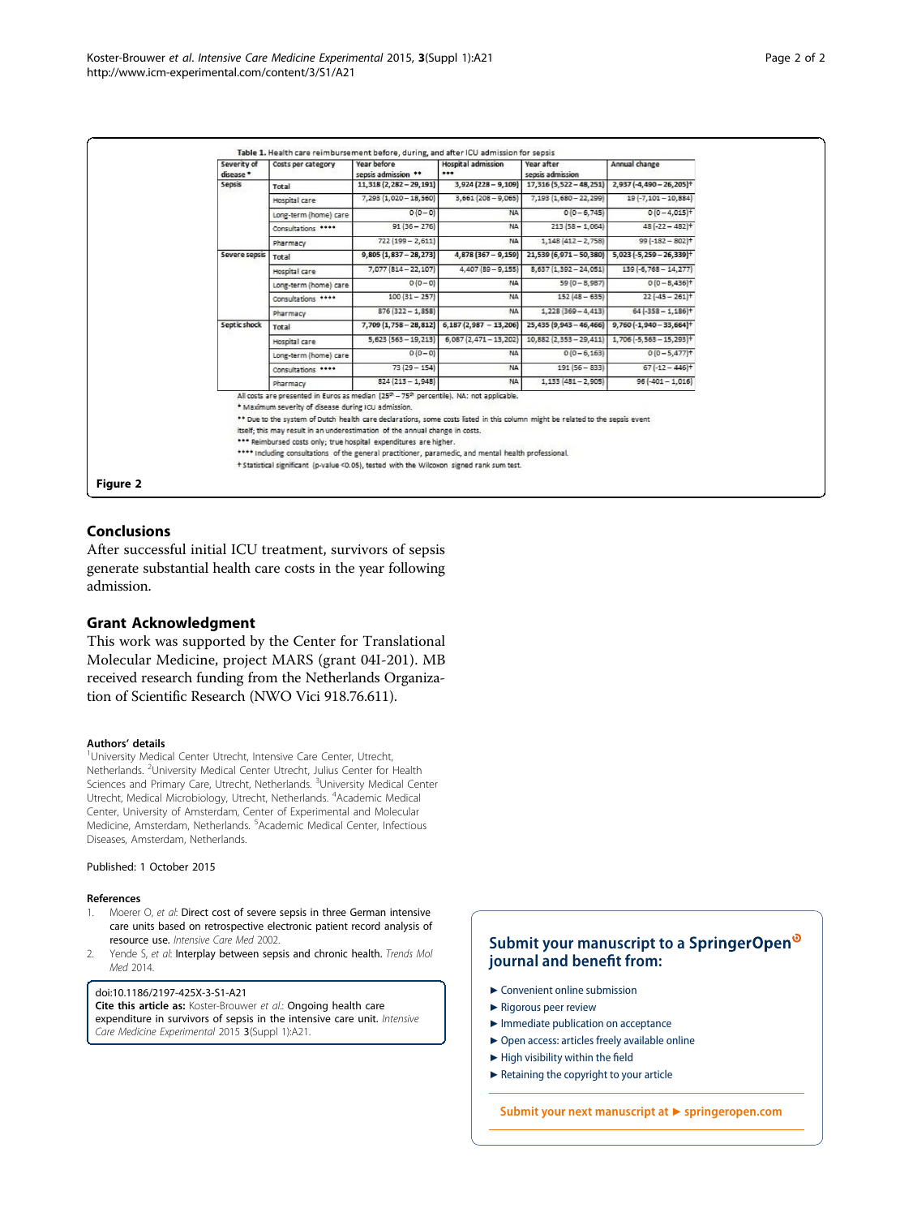**Table 1.** Health care reimbursement before, during, and after ICU admission for sepsis

| Severity of disease * | Costs per category | Year before sepsis admission ** | Hospital admission *** | Year after sepsis admission | Annual change |
|---|---|---|---|---|---|
| Sepsis | Total | 11,318 (2,282 – 29,191) | 3,924 (228 – 9,109) | 17,316 (5,522 – 48,251) | 2,937 (-4,490 – 26,205)† |
| | Hospital care | 7,293 (1,020 – 18,560) | 3,661 (208 – 9,065) | 7,193 (1,680 – 22,299) | 19 (-7,101 – 10,884) |
| | Long-term (home) care | 0 (0 – 0) | NA | 0 (0 – 6,745) | 0 (0 – 4,015)† |
| | Consultations **** | 91 (36 – 276) | NA | 213 (58 – 1,064) | 48 (-22 – 482)† |
| | Pharmacy | 722 (199 – 2,611) | NA | 1,148 (412 – 2,758) | 99 (-182 – 802)† |
| Severe sepsis | Total | 9,805 (1,837 – 28,273) | 4,878 (367 – 9,159) | 21,539 (6,971 – 50,380) | 5,023 (-5,259 – 26,339)† |
| | Hospital care | 7,077 (814 – 22,107) | 4,407 (89 – 9,155) | 8,637 (1,392 – 24,051) | 139 (-6,768 – 14,277) |
| | Long-term (home) care | 0 (0 – 0) | NA | 59 (0 – 8,987) | 0 (0 – 8,436)† |
| | Consultations **** | 100 (31 – 257) | NA | 152 (48 – 635) | 22 (-45 – 261)† |
| | Pharmacy | 876 (322 – 1,858) | NA | 1,228 (369 – 4,413) | 64 (-358 – 1,186)† |
| Septic shock | Total | 7,709 (1,758 – 28,812) | 6,187 (2,987 – 13,206) | 25,435 (9,943 – 46,466) | 9,760 (-1,940 – 33,664)† |
| | Hospital care | 5,623 (563 – 19,213) | 6,087 (2,471 – 13,202) | 10,882 (2,353 – 29,411) | 1,706 (-5,563 – 15,293)† |
| | Long-term (home) care | 0 (0 – 0) | NA | 0 (0 – 6,163) | 0 (0 – 5,477)† |
| | Consultations **** | 73 (29 – 154) | NA | 191 (56 – 833) | 67 (-12 – 446)† |
| | Pharmacy | 824 (213 – 1,948) | NA | 1,133 (481 – 2,905) | 96 (-401 – 1,016) |

All costs are presented in Euros as median (25th – 75th percentile). NA: not applicable.

* Maximum severity of disease during ICU admission.

** Due to the system of Dutch health care declarations, some costs listed in this column might be related to the sepsis event itself; this may result in an underestimation of the annual change in costs.

*** Reimbursed costs only; true hospital expenditures are higher.

**** Including consultations of the general practitioner, paramedic, and mental health professional.

† Statistical significant (p-value <0.05), tested with the Wilcoxon signed rank sum test.

**Figure 2**

## Conclusions

After successful initial ICU treatment, survivors of sepsis generate substantial health care costs in the year following admission.

## Grant Acknowledgment

This work was supported by the Center for Translational Molecular Medicine, project MARS (grant 04I-201). MB received research funding from the Netherlands Organization of Scientific Research (NWO Vici 918.76.611).

### Authors' details

[1]University Medical Center Utrecht, Intensive Care Center, Utrecht, Netherlands. [2]University Medical Center Utrecht, Julius Center for Health Sciences and Primary Care, Utrecht, Netherlands. [3]University Medical Center Utrecht, Medical Microbiology, Utrecht, Netherlands. [4]Academic Medical Center, University of Amsterdam, Center of Experimental and Molecular Medicine, Amsterdam, Netherlands. [5]Academic Medical Center, Infectious Diseases, Amsterdam, Netherlands.

Published: 1 October 2015

### References

1. Moerer O, *et al*: Direct cost of severe sepsis in three German intensive care units based on retrospective electronic patient record analysis of resource use. *Intensive Care Med* 2002.
2. Yende S, *et al*: Interplay between sepsis and chronic health. *Trends Mol Med* 2014.

doi:10.1186/2197-425X-3-S1-A21
**Cite this article as:** Koster-Brouwer *et al.*: Ongoing health care expenditure in survivors of sepsis in the intensive care unit. *Intensive Care Medicine Experimental* 2015 **3**(Suppl 1):A21.

**Submit your manuscript to a SpringerOpen journal and benefit from:**

- ► Convenient online submission
- ► Rigorous peer review
- ► Immediate publication on acceptance
- ► Open access: articles freely available online
- ► High visibility within the field
- ► Retaining the copyright to your article

**Submit your next manuscript at ► springeropen.com**